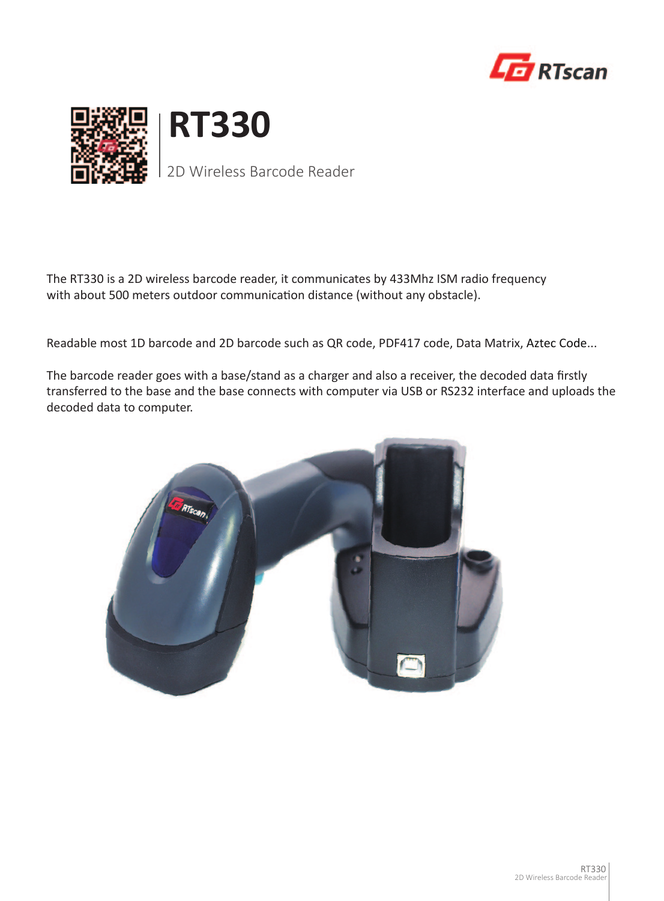# RT330

2D Wireless Barcode Reader

The RT330 is a 2D wireless barcode reader, it communicates by 433Mhz ISM radio frequency with about 500 meters outdoor communication distance (without any obstacle).

Readable most 1D barcode and 2D barcode such as QR code, PDF417 code, Data Matrix, Aztec Code...

The barcode reader goes with a base/stand as a charger and also a receiver, the decoded data firstly transferred to the base and the base connects with computer via USB or RS232 interface and uploads the decoded data to computer.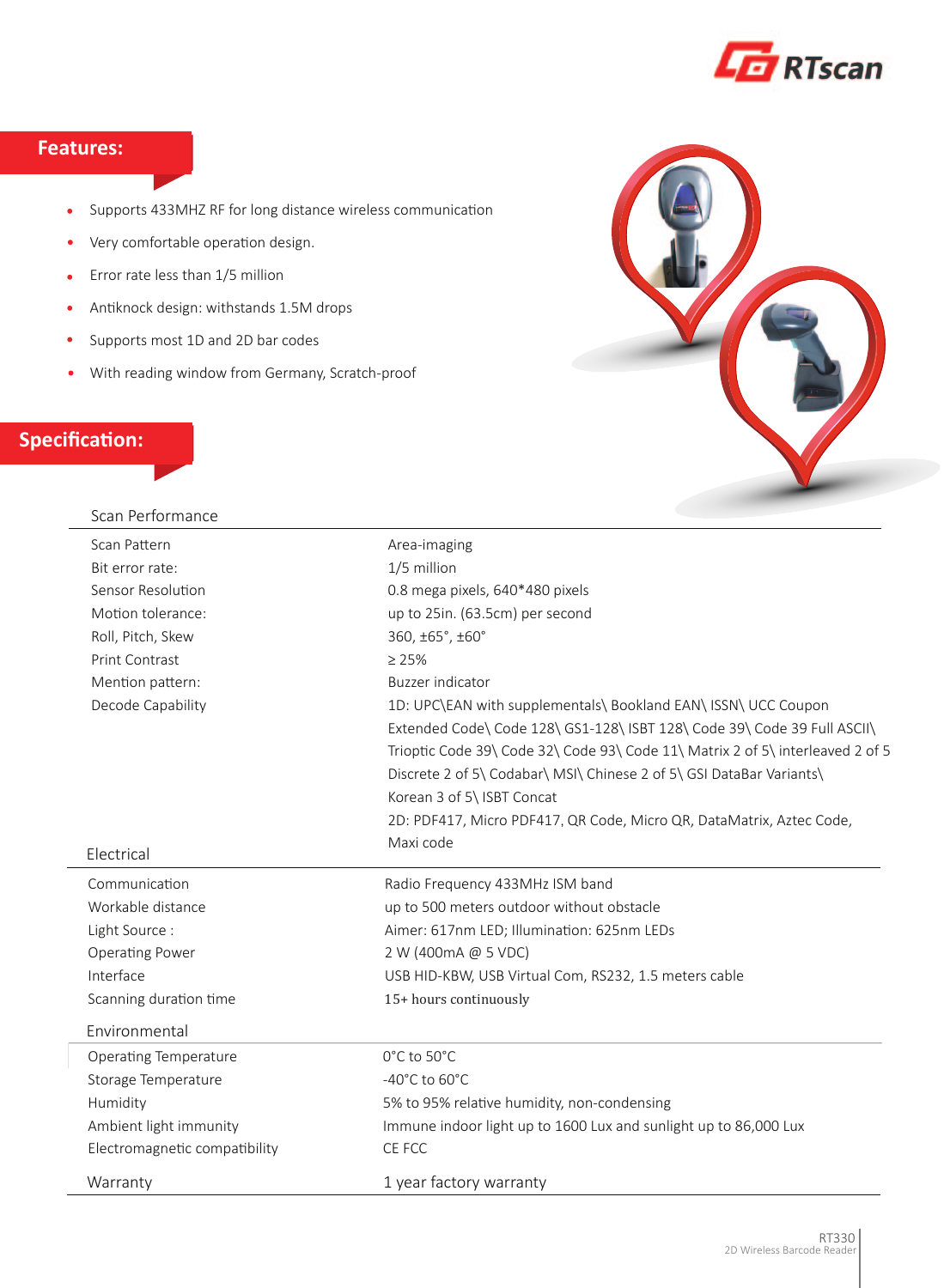## Features:

- Supports 433MHZ RF for long distance wireless communication
- Very comfortable operation design.
- Error rate less than 1/5 million
- Antiknock design: withstands 1.5M drops
- Supports most 1D and 2D bar codes
- With reading window from Germany, Scratch-proof

## Specification:

| Scan Performance | |
|---|---|
| Scan Pattern | Area-imaging |
| Bit error rate: | 1/5 million |
| Sensor Resolution | 0.8 mega pixels, 640*480 pixels |
| Motion tolerance: | up to 25in. (63.5cm) per second |
| Roll, Pitch, Skew | 360, ±65°, ±60° |
| Print Contrast | ≥ 25% |
| Mention pattern: | Buzzer indicator |
| Decode Capability | 1D: UPC\EAN with supplementals\ Bookland EAN\ ISSN\ UCC Coupon Extended Code\ Code 128\ GS1-128\ ISBT 128\ Code 39\ Code 39 Full ASCII\ Trioptic Code 39\ Code 32\ Code 93\ Code 11\ Matrix 2 of 5\ interleaved 2 of 5 Discrete 2 of 5\ Codabar\ MSI\ Chinese 2 of 5\ GSI DataBar Variants\ Korean 3 of 5\ ISBT Concat<br>2D: PDF417, Micro PDF417, QR Code, Micro QR, DataMatrix, Aztec Code, Maxi code |

| Electrical | |
|---|---|
| Communication | Radio Frequency 433MHz ISM band |
| Workable distance | up to 500 meters outdoor without obstacle |
| Light Source : | Aimer: 617nm LED; Illumination: 625nm LEDs |
| Operating Power | 2 W (400mA @ 5 VDC) |
| Interface | USB HID-KBW, USB Virtual Com, RS232, 1.5 meters cable |
| Scanning duration time | 15+ hours continuously |

| Environmental | |
|---|---|
| Operating Temperature | 0°C to 50°C |
| Storage Temperature | -40°C to 60°C |
| Humidity | 5% to 95% relative humidity, non-condensing |
| Ambient light immunity | Immune indoor light up to 1600 Lux and sunlight up to 86,000 Lux |
| Electromagnetic compatibility | CE FCC |
| Warranty | 1 year factory warranty |